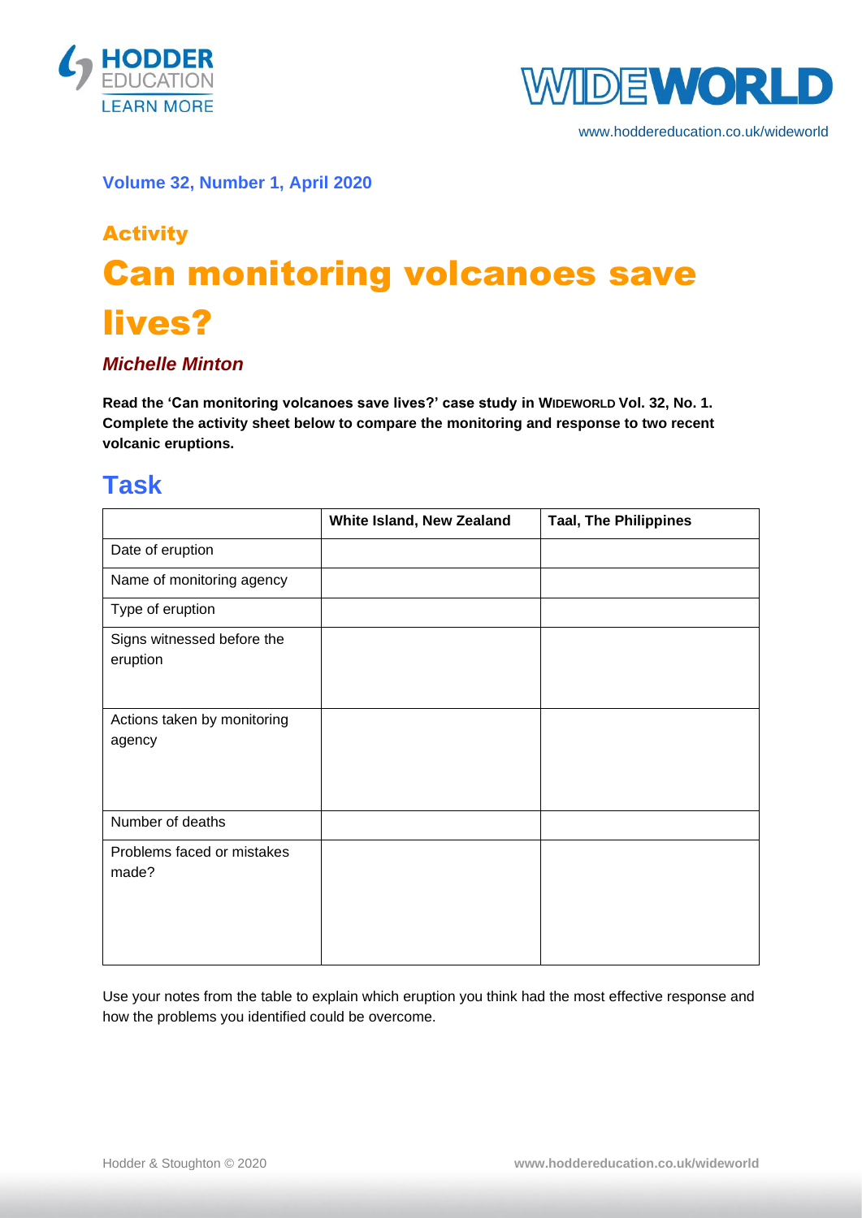**Volume 32, Number 1, April 2020**

## Activity

# Can monitoring volcanoes save lives?

***Michelle Minton***

**Read the 'Can monitoring volcanoes save lives?' case study in WIDEWORLD Vol. 32, No. 1. Complete the activity sheet below to compare the monitoring and response to two recent volcanic eruptions.**

## Task

| | White Island, New Zealand | Taal, The Philippines |
|---|---|---|
| Date of eruption | | |
| Name of monitoring agency | | |
| Type of eruption | | |
| Signs witnessed before the eruption | | |
| Actions taken by monitoring agency | | |
| Number of deaths | | |
| Problems faced or mistakes made? | | |

Use your notes from the table to explain which eruption you think had the most effective response and how the problems you identified could be overcome.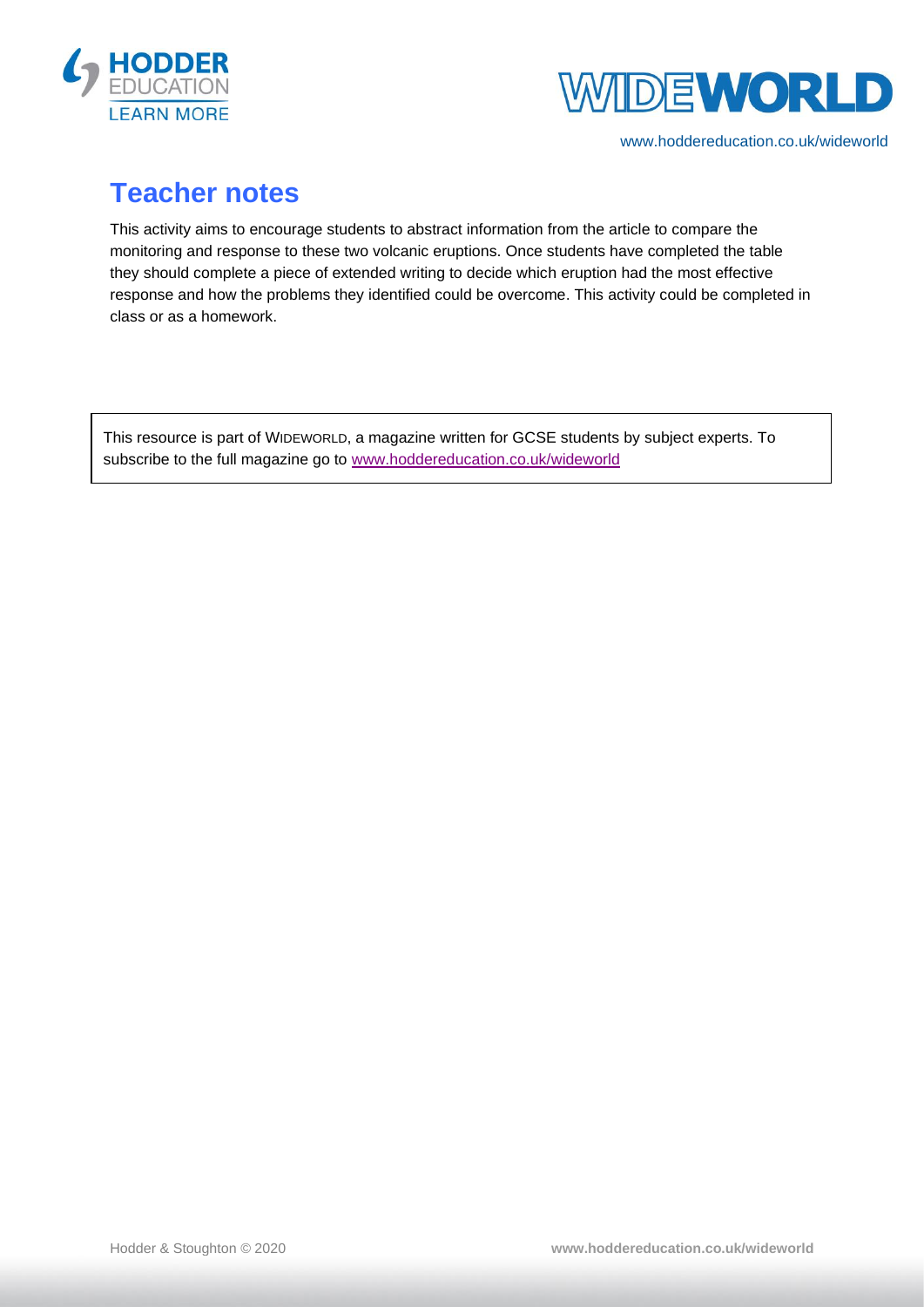# Teacher notes

This activity aims to encourage students to abstract information from the article to compare the monitoring and response to these two volcanic eruptions. Once students have completed the table they should complete a piece of extended writing to decide which eruption had the most effective response and how the problems they identified could be overcome. This activity could be completed in class or as a homework.

This resource is part of WIDEWORLD, a magazine written for GCSE students by subject experts. To subscribe to the full magazine go to www.hoddereducation.co.uk/wideworld